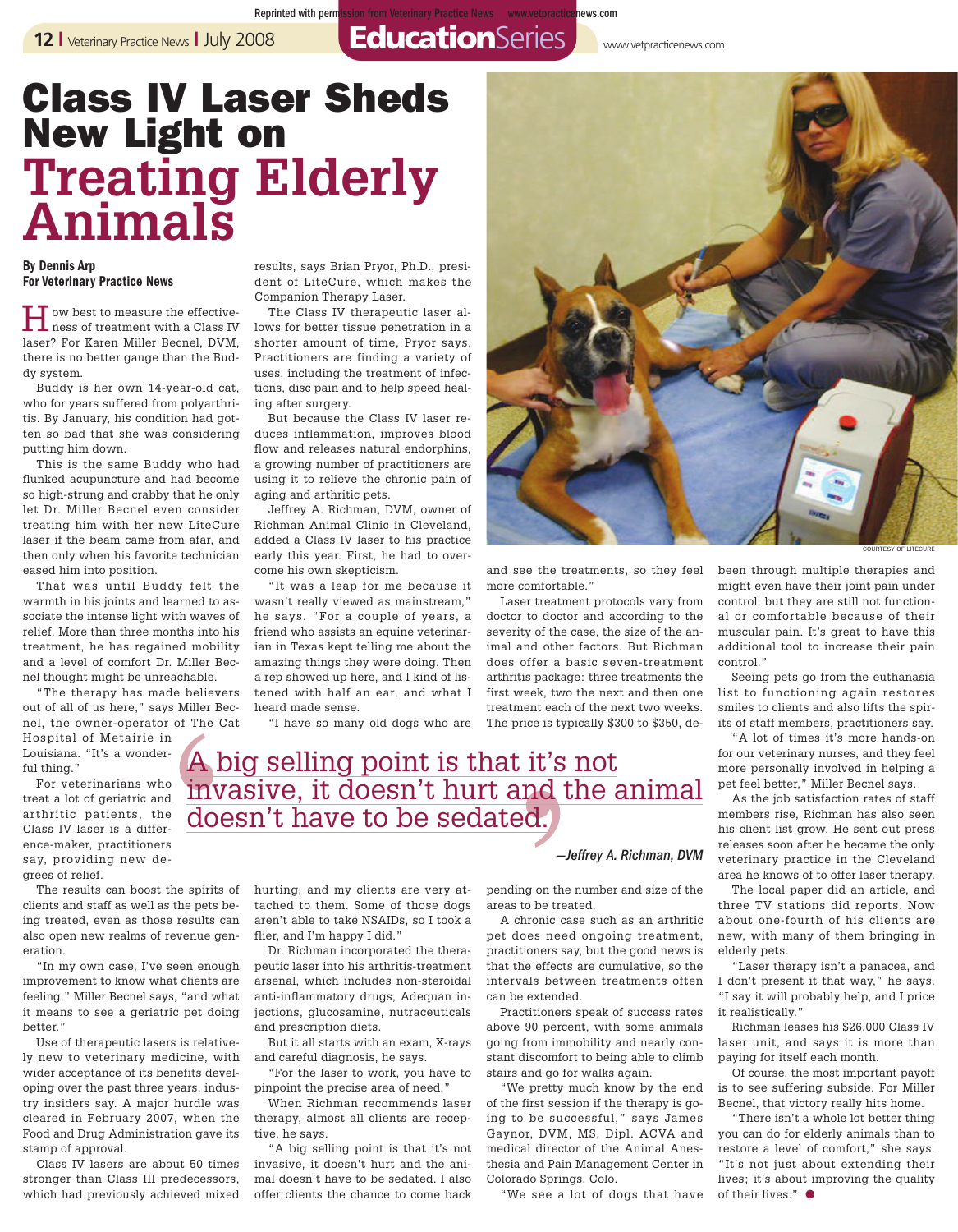# Class IV Laser Sheds New Light on Treating Elderly Animals

**By Dennis Arp**
**For Veterinary Practice News**

How best to measure the effectiveness of treatment with a Class IV laser? For Karen Miller Becnel, DVM, there is no better gauge than the Buddy system.

Buddy is her own 14-year-old cat, who for years suffered from polyarthritis. By January, his condition had gotten so bad that she was considering putting him down.

This is the same Buddy who had flunked acupuncture and had become so high-strung and crabby that he only let Dr. Miller Becnel even consider treating him with her new LiteCure laser if the beam came from afar, and then only when his favorite technician eased him into position.

That was until Buddy felt the warmth in his joints and learned to associate the intense light with waves of relief. More than three months into his treatment, he has regained mobility and a level of comfort Dr. Miller Becnel thought might be unreachable.

"The therapy has made believers out of all of us here," says Miller Becnel, the owner-operator of The Cat Hospital of Metairie in Louisiana. "It's a wonderful thing."

For veterinarians who treat a lot of geriatric and arthritic patients, the Class IV laser is a difference-maker, practitioners say, providing new degrees of relief.

The results can boost the spirits of clients and staff as well as the pets being treated, even as those results can also open new realms of revenue generation.

"In my own case, I've seen enough improvement to know what clients are feeling," Miller Becnel says, "and what it means to see a geriatric pet doing better."

Use of therapeutic lasers is relatively new to veterinary medicine, with wider acceptance of its benefits developing over the past three years, industry insiders say. A major hurdle was cleared in February 2007, when the Food and Drug Administration gave its stamp of approval.

Class IV lasers are about 50 times stronger than Class III predecessors, which had previously achieved mixed results, says Brian Pryor, Ph.D., president of LiteCure, which makes the Companion Therapy Laser.

The Class IV therapeutic laser allows for better tissue penetration in a shorter amount of time, Pryor says. Practitioners are finding a variety of uses, including the treatment of infections, disc pain and to help speed healing after surgery.

But because the Class IV laser reduces inflammation, improves blood flow and releases natural endorphins, a growing number of practitioners are using it to relieve the chronic pain of aging and arthritic pets.

Jeffrey A. Richman, DVM, owner of Richman Animal Clinic in Cleveland, added a Class IV laser to his practice early this year. First, he had to overcome his own skepticism.

"It was a leap for me because it wasn't really viewed as mainstream," he says. "For a couple of years, a friend who assists an equine veterinarian in Texas kept telling me about the amazing things they were doing. Then a rep showed up here, and I kind of listened with half an ear, and what I heard made sense.

"I have so many old dogs who are hurting, and my clients are very attached to them. Some of those dogs aren't able to take NSAIDs, so I took a flier, and I'm happy I did."

Dr. Richman incorporated the therapeutic laser into his arthritis-treatment arsenal, which includes non-steroidal anti-inflammatory drugs, Adequan injections, glucosamine, nutraceuticals and prescription diets.

But it all starts with an exam, X-rays and careful diagnosis, he says.

"For the laser to work, you have to pinpoint the precise area of need."

When Richman recommends laser therapy, almost all clients are receptive, he says.

"A big selling point is that it's not invasive, it doesn't hurt and the animal doesn't have to be sedated. I also offer clients the chance to come back and see the treatments, so they feel more comfortable."

> "A big selling point is that it's not invasive, it doesn't hurt and the animal doesn't have to be sedated."
>
> —*Jeffrey A. Richman, DVM*

COURTESY OF LITECURE

Laser treatment protocols vary from doctor to doctor and according to the severity of the case, the size of the animal and other factors. But Richman does offer a basic seven-treatment arthritis package: three treatments the first week, two the next and then one treatment each of the next two weeks. The price is typically $300 to $350, depending on the number and size of the areas to be treated.

A chronic case such as an arthritic pet does need ongoing treatment, practitioners say, but the good news is that the effects are cumulative, so the intervals between treatments often can be extended.

Practitioners speak of success rates above 90 percent, with some animals going from immobility and nearly constant discomfort to being able to climb stairs and go for walks again.

"We pretty much know by the end of the first session if the therapy is going to be successful," says James Gaynor, DVM, MS, Dipl. ACVA and medical director of the Animal Anesthesia and Pain Management Center in Colorado Springs, Colo.

"We see a lot of dogs that have been through multiple therapies and might even have their joint pain under control, but they are still not functional or comfortable because of their muscular pain. It's great to have this additional tool to increase their pain control."

Seeing pets go from the euthanasia list to functioning again restores smiles to clients and also lifts the spirits of staff members, practitioners say.

"A lot of times it's more hands-on for our veterinary nurses, and they feel more personally involved in helping a pet feel better," Miller Becnel says.

As the job satisfaction rates of staff members rise, Richman has also seen his client list grow. He sent out press releases soon after he became the only veterinary practice in the Cleveland area he knows of to offer laser therapy.

The local paper did an article, and three TV stations did reports. Now about one-fourth of his clients are new, with many of them bringing in elderly pets.

"Laser therapy isn't a panacea, and I don't present it that way," he says. "I say it will probably help, and I price it realistically."

Richman leases his $26,000 Class IV laser unit, and says it is more than paying for itself each month.

Of course, the most important payoff is to see suffering subside. For Miller Becnel, that victory really hits home.

"There isn't a whole lot better thing you can do for elderly animals than to restore a level of comfort," she says. "It's not just about extending their lives; it's about improving the quality of their lives."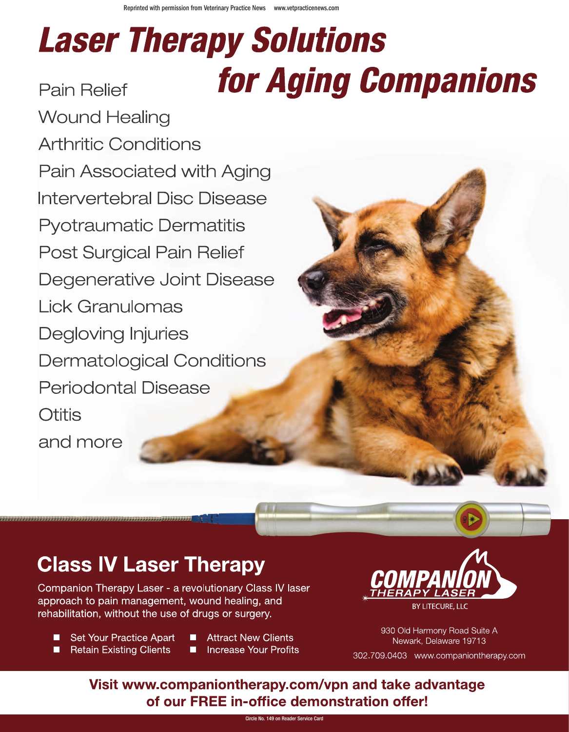Reprinted with permission from Veterinary Practice News www.vetpracticenews.com

# Laser Therapy Solutions for Aging Companions

- Pain Relief
- Wound Healing
- Arthritic Conditions
- Pain Associated with Aging
- Intervertebral Disc Disease
- Pyotraumatic Dermatitis
- Post Surgical Pain Relief
- Degenerative Joint Disease
- Lick Granulomas
- Degloving Injuries
- Dermatological Conditions
- Periodontal Disease
- Otitis
- and more

## Class IV Laser Therapy

Companion Therapy Laser - a revolutionary Class IV laser approach to pain management, wound healing, and rehabilitation, without the use of drugs or surgery.

- Set Your Practice Apart
- Retain Existing Clients
- Attract New Clients
- Increase Your Profits

COMPANION THERAPY LASER
BY LITECURE, LLC

930 Old Harmony Road Suite A
Newark, Delaware 19713
302.709.0403 www.companiontherapy.com

**Visit www.companiontherapy.com/vpn and take advantage of our FREE in-office demonstration offer!**

Circle No. 149 on Reader Service Card